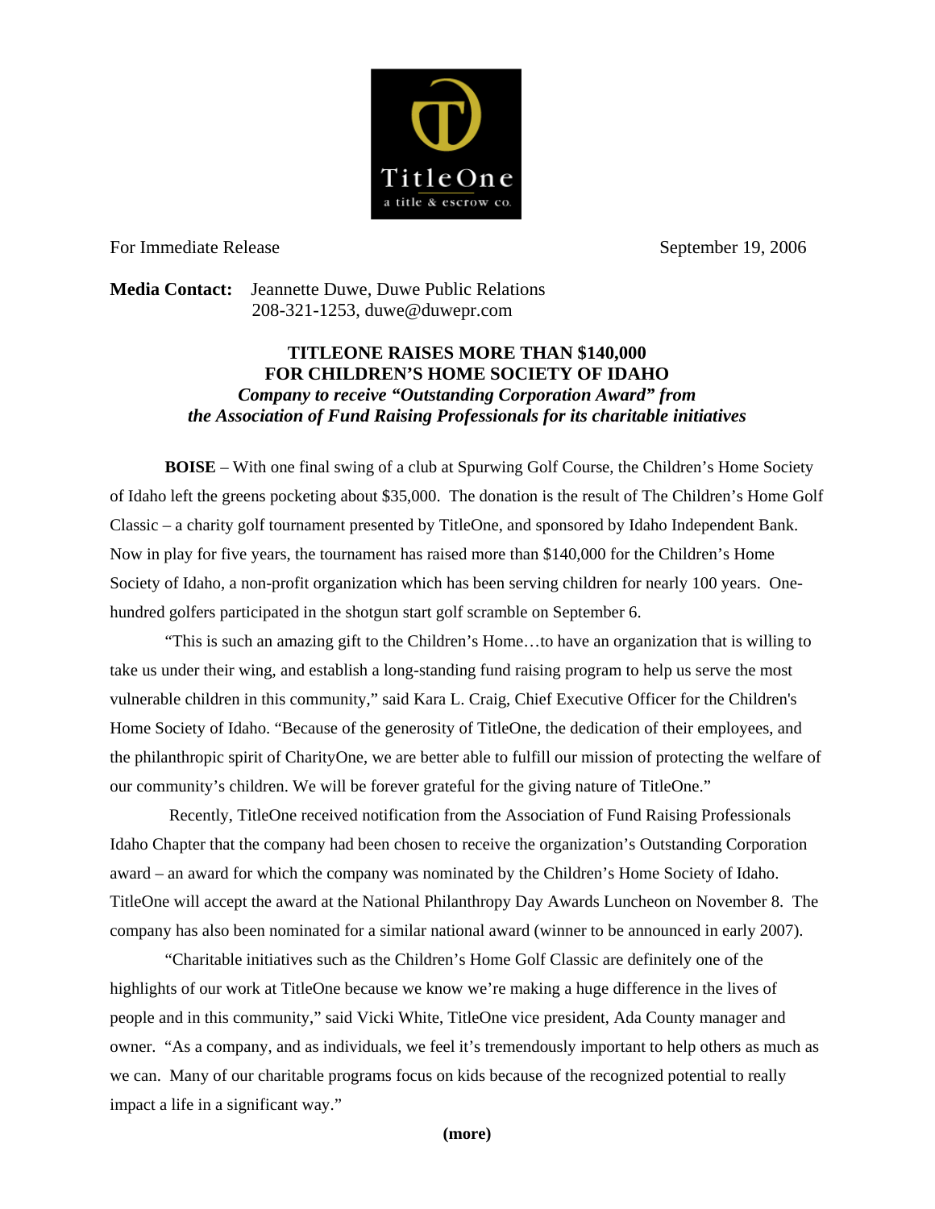TitleOne

a title & escrow co.

For Immediate Release September 19, 2006

**Media Contact:** Jeannette Duwe, Duwe Public Relations
208-321-1253, duwe@duwepr.com

# TITLEONE RAISES MORE THAN $140,000 FOR CHILDREN'S HOME SOCIETY OF IDAHO

***Company to receive "Outstanding Corporation Award" from the Association of Fund Raising Professionals for its charitable initiatives***

**BOISE** – With one final swing of a club at Spurwing Golf Course, the Children's Home Society of Idaho left the greens pocketing about $35,000. The donation is the result of The Children's Home Golf Classic – a charity golf tournament presented by TitleOne, and sponsored by Idaho Independent Bank. Now in play for five years, the tournament has raised more than $140,000 for the Children's Home Society of Idaho, a non-profit organization which has been serving children for nearly 100 years. One-hundred golfers participated in the shotgun start golf scramble on September 6.

"This is such an amazing gift to the Children's Home…to have an organization that is willing to take us under their wing, and establish a long-standing fund raising program to help us serve the most vulnerable children in this community," said Kara L. Craig, Chief Executive Officer for the Children's Home Society of Idaho. "Because of the generosity of TitleOne, the dedication of their employees, and the philanthropic spirit of CharityOne, we are better able to fulfill our mission of protecting the welfare of our community's children. We will be forever grateful for the giving nature of TitleOne."

Recently, TitleOne received notification from the Association of Fund Raising Professionals Idaho Chapter that the company had been chosen to receive the organization's Outstanding Corporation award – an award for which the company was nominated by the Children's Home Society of Idaho. TitleOne will accept the award at the National Philanthropy Day Awards Luncheon on November 8. The company has also been nominated for a similar national award (winner to be announced in early 2007).

"Charitable initiatives such as the Children's Home Golf Classic are definitely one of the highlights of our work at TitleOne because we know we're making a huge difference in the lives of people and in this community," said Vicki White, TitleOne vice president, Ada County manager and owner. "As a company, and as individuals, we feel it's tremendously important to help others as much as we can. Many of our charitable programs focus on kids because of the recognized potential to really impact a life in a significant way."

**(more)**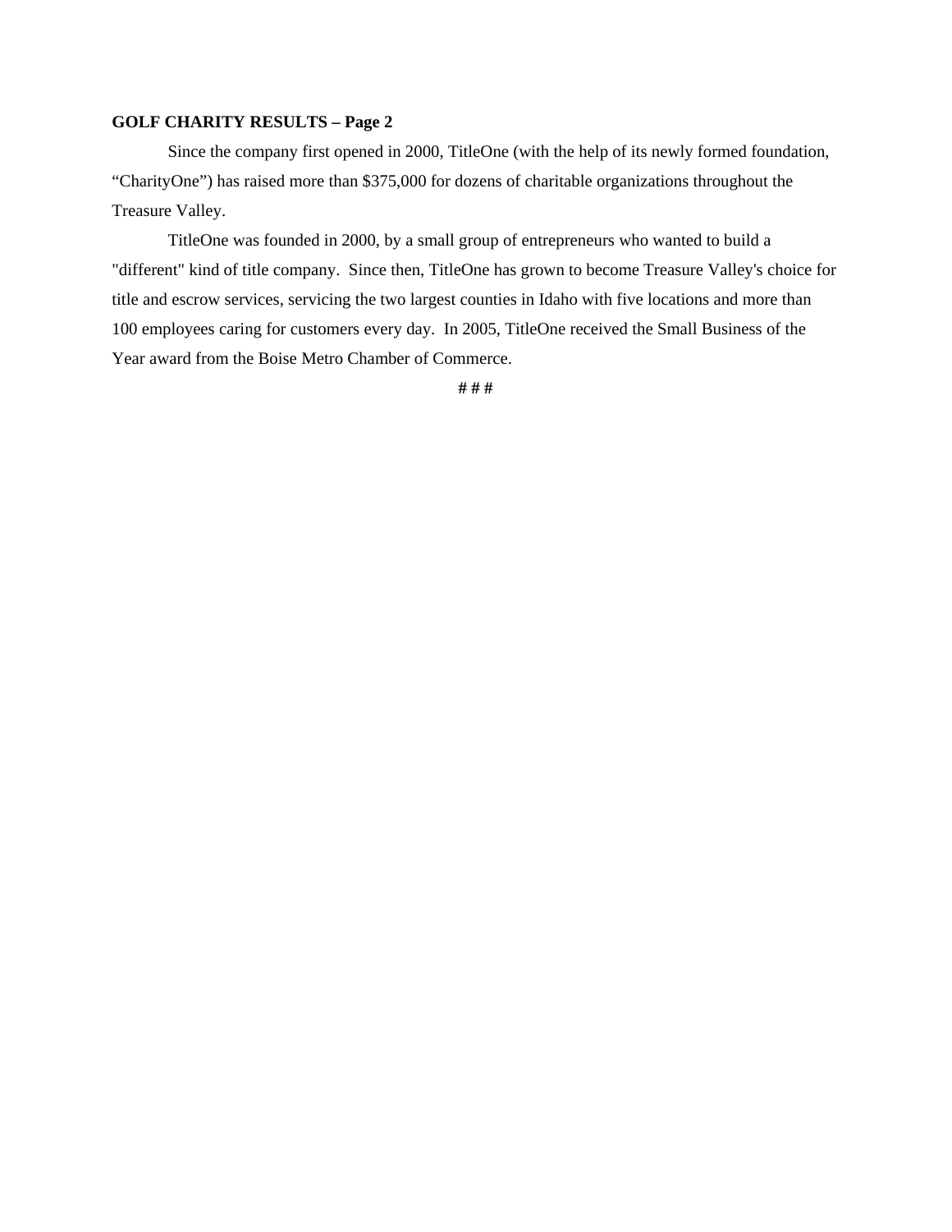Since the company first opened in 2000, TitleOne (with the help of its newly formed foundation, “CharityOne”) has raised more than $375,000 for dozens of charitable organizations throughout the Treasure Valley.

TitleOne was founded in 2000, by a small group of entrepreneurs who wanted to build a "different" kind of title company. Since then, TitleOne has grown to become Treasure Valley's choice for title and escrow services, servicing the two largest counties in Idaho with five locations and more than 100 employees caring for customers every day. In 2005, TitleOne received the Small Business of the Year award from the Boise Metro Chamber of Commerce.

# # #